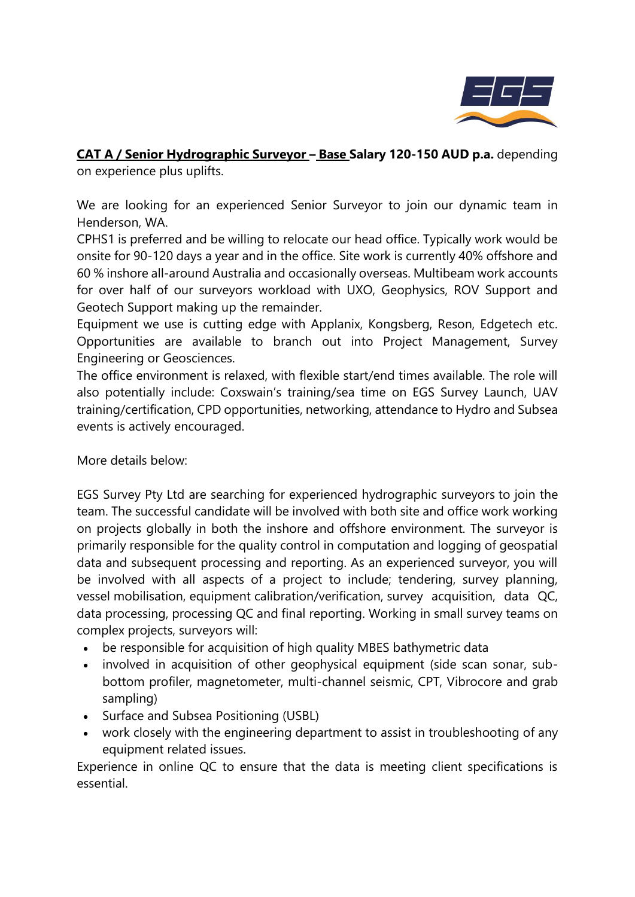**CAT A / Senior Hydrographic Surveyor – Base Salary 120-150 AUD p.a.** depending on experience plus uplifts.

We are looking for an experienced Senior Surveyor to join our dynamic team in Henderson, WA.
CPHS1 is preferred and be willing to relocate our head office. Typically work would be onsite for 90-120 days a year and in the office. Site work is currently 40% offshore and 60 % inshore all-around Australia and occasionally overseas. Multibeam work accounts for over half of our surveyors workload with UXO, Geophysics, ROV Support and Geotech Support making up the remainder.
Equipment we use is cutting edge with Applanix, Kongsberg, Reson, Edgetech etc. Opportunities are available to branch out into Project Management, Survey Engineering or Geosciences.
The office environment is relaxed, with flexible start/end times available. The role will also potentially include: Coxswain's training/sea time on EGS Survey Launch, UAV training/certification, CPD opportunities, networking, attendance to Hydro and Subsea events is actively encouraged.

More details below:

EGS Survey Pty Ltd are searching for experienced hydrographic surveyors to join the team. The successful candidate will be involved with both site and office work working on projects globally in both the inshore and offshore environment. The surveyor is primarily responsible for the quality control in computation and logging of geospatial data and subsequent processing and reporting. As an experienced surveyor, you will be involved with all aspects of a project to include; tendering, survey planning, vessel mobilisation, equipment calibration/verification, survey acquisition, data QC, data processing, processing QC and final reporting. Working in small survey teams on complex projects, surveyors will:

- be responsible for acquisition of high quality MBES bathymetric data
- involved in acquisition of other geophysical equipment (side scan sonar, sub-bottom profiler, magnetometer, multi-channel seismic, CPT, Vibrocore and grab sampling)
- Surface and Subsea Positioning (USBL)
- work closely with the engineering department to assist in troubleshooting of any equipment related issues.

Experience in online QC to ensure that the data is meeting client specifications is essential.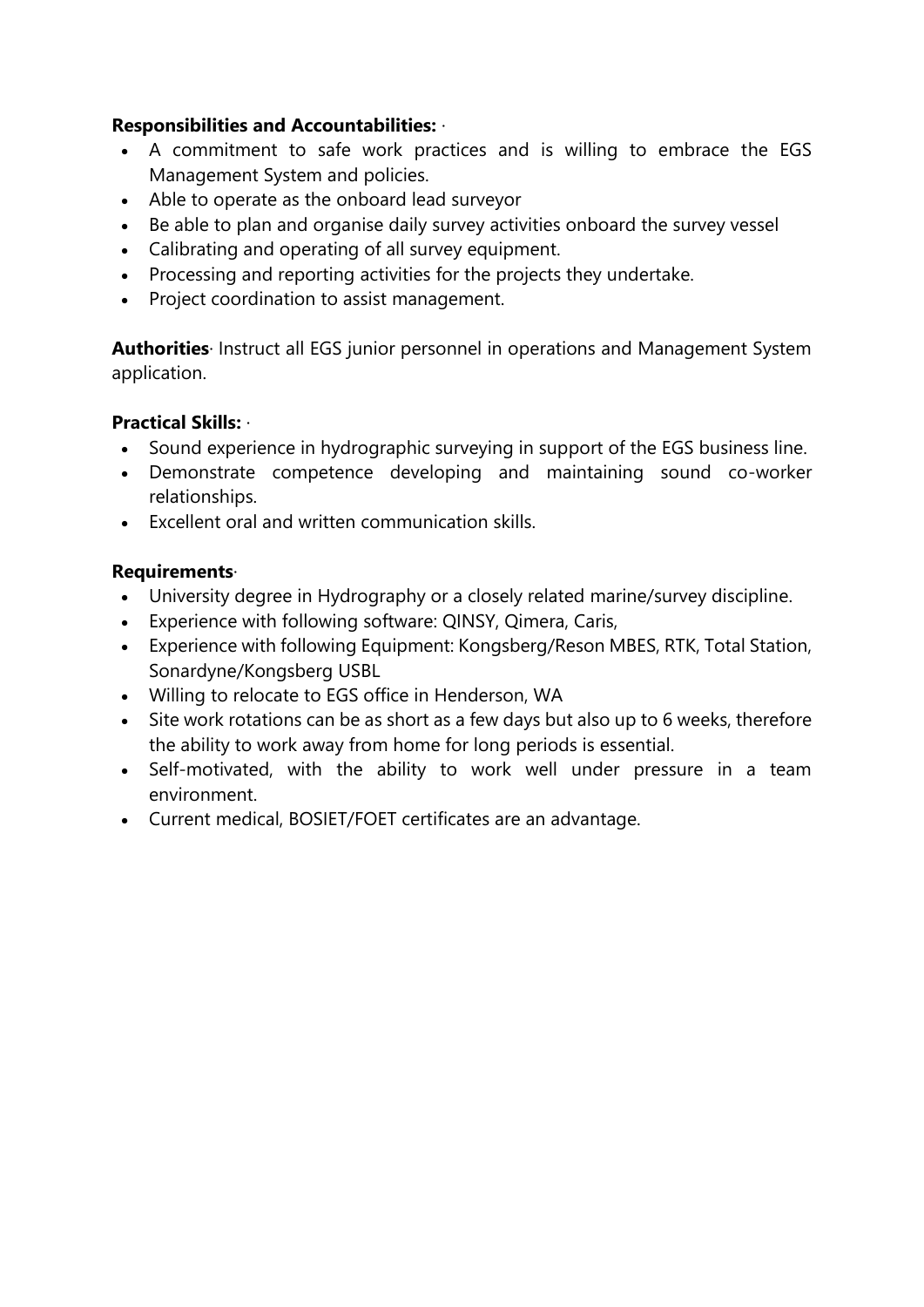**Responsibilities and Accountabilities:** ·

- A commitment to safe work practices and is willing to embrace the EGS Management System and policies.
- Able to operate as the onboard lead surveyor
- Be able to plan and organise daily survey activities onboard the survey vessel
- Calibrating and operating of all survey equipment.
- Processing and reporting activities for the projects they undertake.
- Project coordination to assist management.

**Authorities**· Instruct all EGS junior personnel in operations and Management System application.

**Practical Skills:** ·

- Sound experience in hydrographic surveying in support of the EGS business line.
- Demonstrate competence developing and maintaining sound co-worker relationships.
- Excellent oral and written communication skills.

**Requirements**·

- University degree in Hydrography or a closely related marine/survey discipline.
- Experience with following software: QINSY, Qimera, Caris,
- Experience with following Equipment: Kongsberg/Reson MBES, RTK, Total Station, Sonardyne/Kongsberg USBL
- Willing to relocate to EGS office in Henderson, WA
- Site work rotations can be as short as a few days but also up to 6 weeks, therefore the ability to work away from home for long periods is essential.
- Self-motivated, with the ability to work well under pressure in a team environment.
- Current medical, BOSIET/FOET certificates are an advantage.